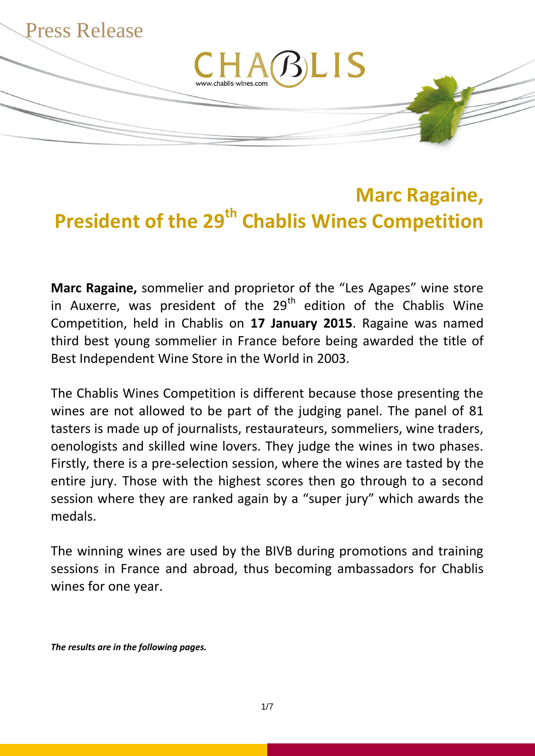Press Release

CHABLIS
www.chablis-wines.com

# Marc Ragaine, President of the 29th Chablis Wines Competition

**Marc Ragaine,** sommelier and proprietor of the "Les Agapes" wine store in Auxerre, was president of the 29th edition of the Chablis Wine Competition, held in Chablis on **17 January 2015**. Ragaine was named third best young sommelier in France before being awarded the title of Best Independent Wine Store in the World in 2003.

The Chablis Wines Competition is different because those presenting the wines are not allowed to be part of the judging panel. The panel of 81 tasters is made up of journalists, restaurateurs, sommeliers, wine traders, oenologists and skilled wine lovers. They judge the wines in two phases. Firstly, there is a pre-selection session, where the wines are tasted by the entire jury. Those with the highest scores then go through to a second session where they are ranked again by a "super jury" which awards the medals.

The winning wines are used by the BIVB during promotions and training sessions in France and abroad, thus becoming ambassadors for Chablis wines for one year.

***The results are in the following pages.***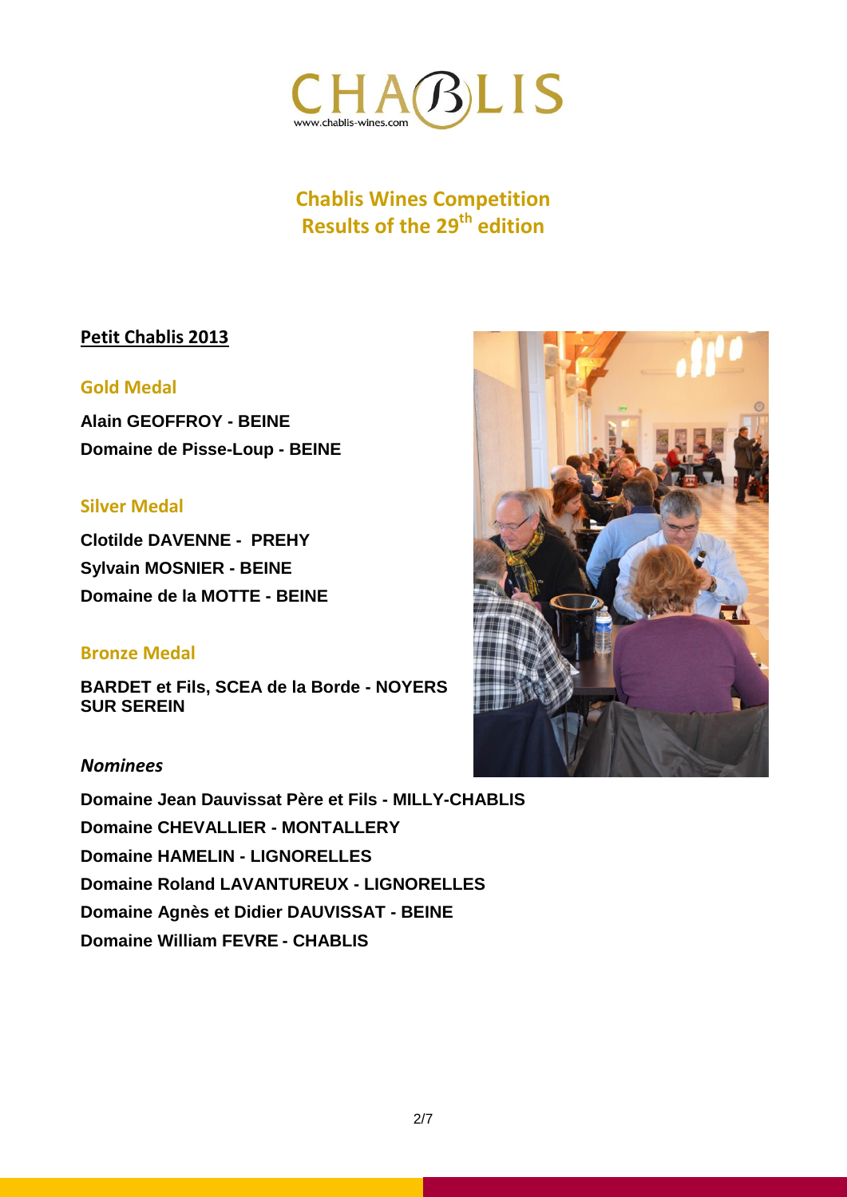# Chablis Wines Competition
## Results of the 29th edition

### Petit Chablis 2013

#### Gold Medal

**Alain GEOFFROY - BEINE**
**Domaine de Pisse-Loup - BEINE**

#### Silver Medal

**Clotilde DAVENNE - PREHY**
**Sylvain MOSNIER - BEINE**
**Domaine de la MOTTE - BEINE**

#### Bronze Medal

**BARDET et Fils, SCEA de la Borde - NOYERS SUR SEREIN**

#### *Nominees*

**Domaine Jean Dauvissat Père et Fils - MILLY-CHABLIS**
**Domaine CHEVALLIER - MONTALLERY**
**Domaine HAMELIN - LIGNORELLES**
**Domaine Roland LAVANTUREUX - LIGNORELLES**
**Domaine Agnès et Didier DAUVISSAT - BEINE**
**Domaine William FEVRE - CHABLIS**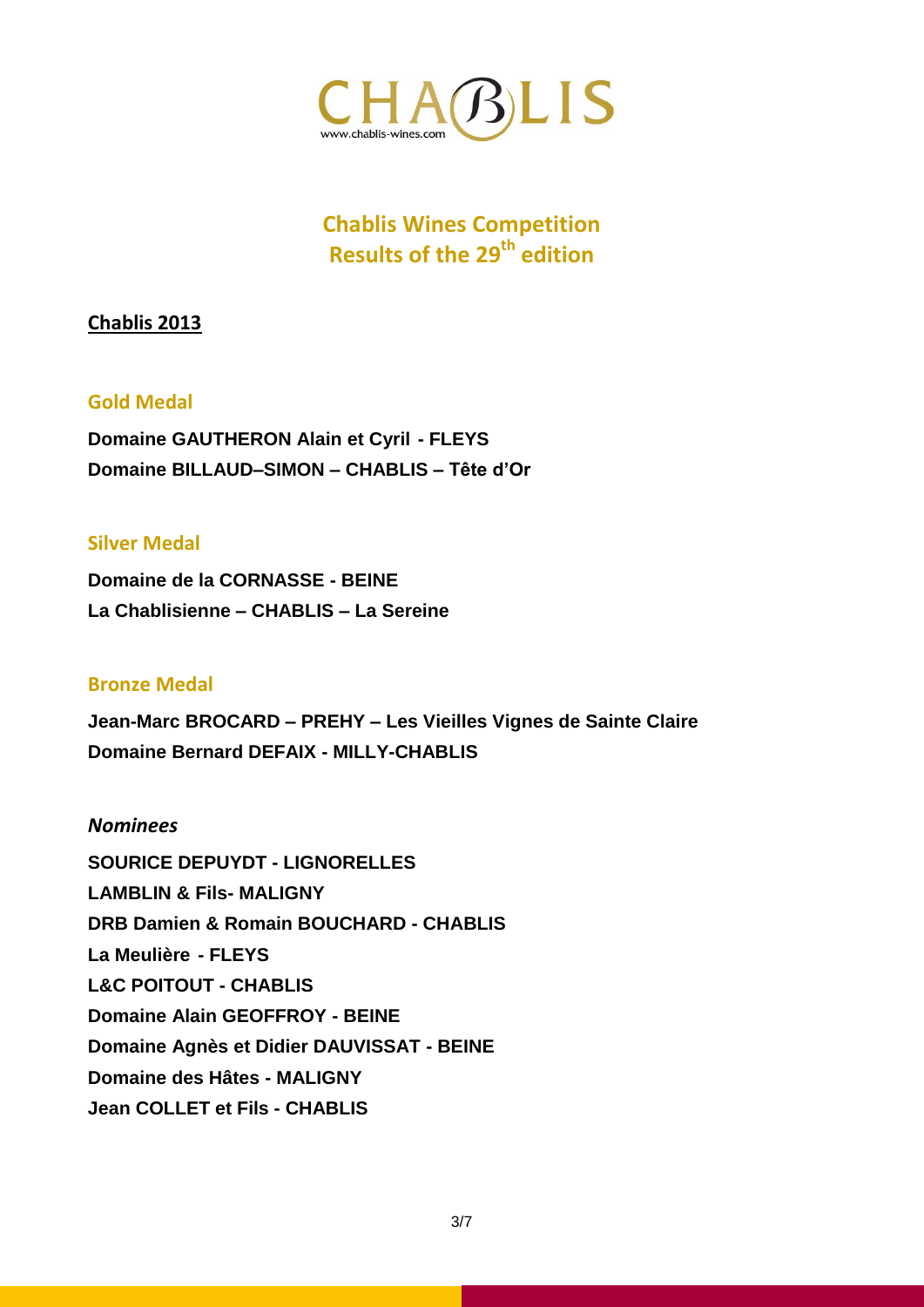CHABLIS
www.chablis-wines.com

# Chablis Wines Competition
# Results of the 29th edition

## Chablis 2013

### Gold Medal

**Domaine GAUTHERON Alain et Cyril - FLEYS**
**Domaine BILLAUD–SIMON – CHABLIS – Tête d'Or**

### Silver Medal

**Domaine de la CORNASSE - BEINE**
**La Chablisienne – CHABLIS – La Sereine**

### Bronze Medal

**Jean-Marc BROCARD – PREHY – Les Vieilles Vignes de Sainte Claire**
**Domaine Bernard DEFAIX - MILLY-CHABLIS**

### *Nominees*

**SOURICE DEPUYDT - LIGNORELLES**
**LAMBLIN & Fils- MALIGNY**
**DRB Damien & Romain BOUCHARD - CHABLIS**
**La Meulière - FLEYS**
**L&C POITOUT - CHABLIS**
**Domaine Alain GEOFFROY - BEINE**
**Domaine Agnès et Didier DAUVISSAT - BEINE**
**Domaine des Hâtes - MALIGNY**
**Jean COLLET et Fils - CHABLIS**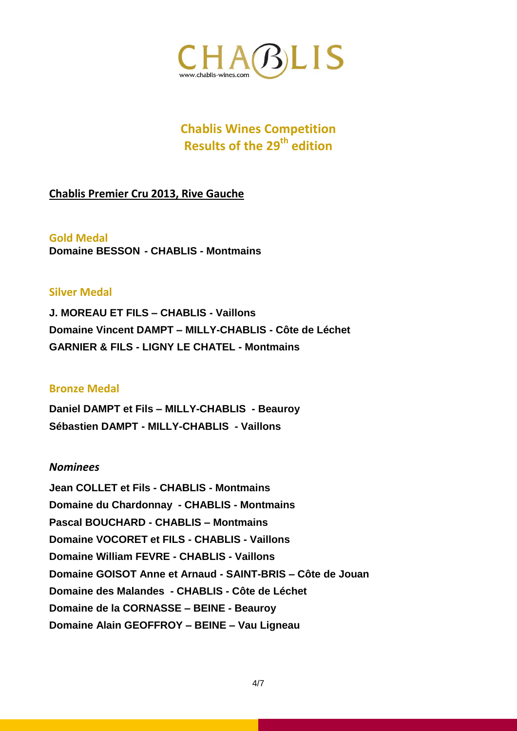CHABLIS
www.chablis-wines.com

# Chablis Wines Competition
# Results of the 29th edition

## Chablis Premier Cru 2013, Rive Gauche

### Gold Medal

**Domaine BESSON - CHABLIS - Montmains**

### Silver Medal

**J. MOREAU ET FILS – CHABLIS - Vaillons**
**Domaine Vincent DAMPT – MILLY-CHABLIS - Côte de Léchet**
**GARNIER & FILS - LIGNY LE CHATEL - Montmains**

### Bronze Medal

**Daniel DAMPT et Fils – MILLY-CHABLIS - Beauroy**
**Sébastien DAMPT - MILLY-CHABLIS - Vaillons**

### *Nominees*

**Jean COLLET et Fils - CHABLIS - Montmains**
**Domaine du Chardonnay - CHABLIS - Montmains**
**Pascal BOUCHARD - CHABLIS – Montmains**
**Domaine VOCORET et FILS - CHABLIS - Vaillons**
**Domaine William FEVRE - CHABLIS - Vaillons**
**Domaine GOISOT Anne et Arnaud - SAINT-BRIS – Côte de Jouan**
**Domaine des Malandes - CHABLIS - Côte de Léchet**
**Domaine de la CORNASSE – BEINE - Beauroy**
**Domaine Alain GEOFFROY – BEINE – Vau Ligneau**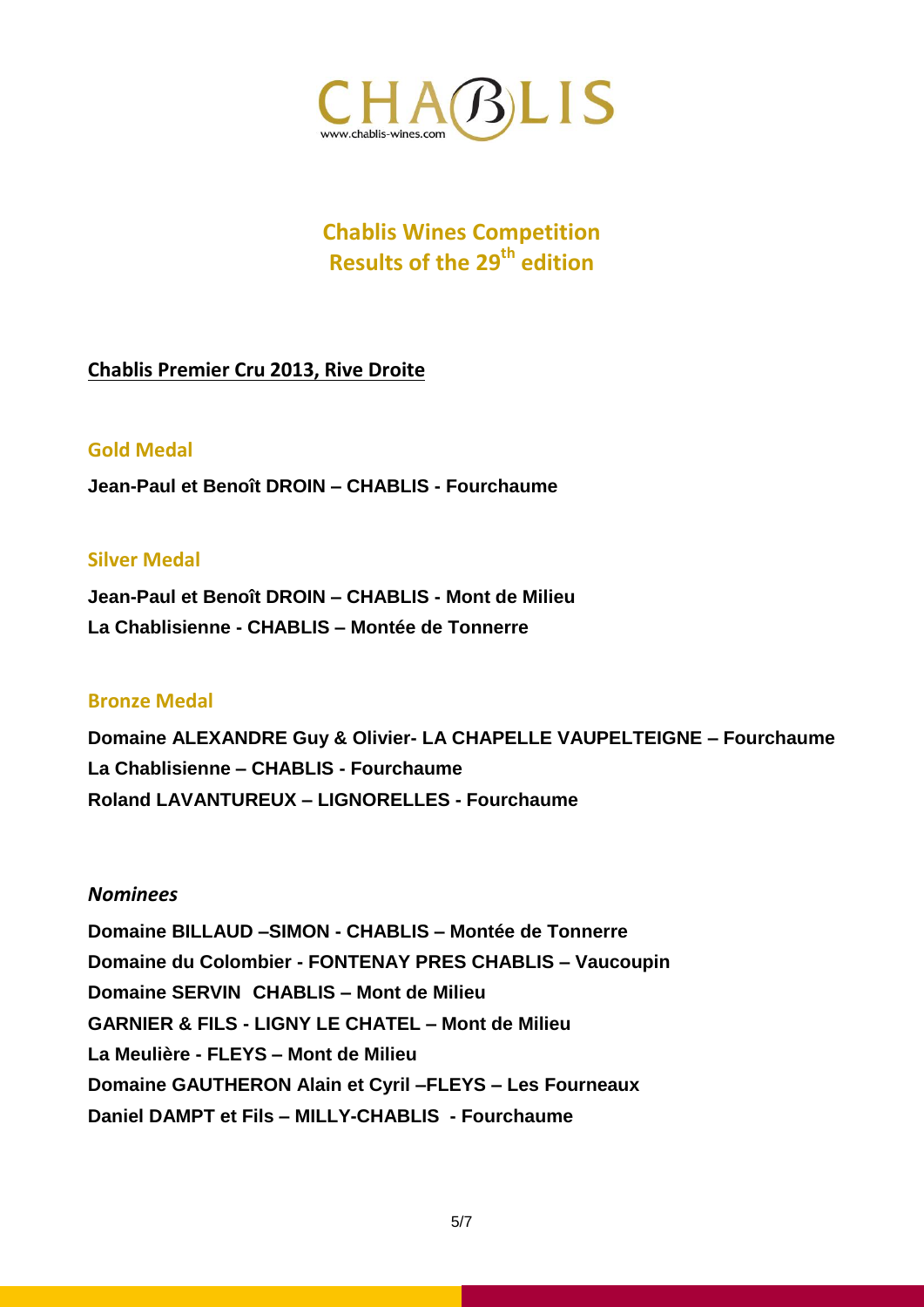# Chablis Wines Competition
# Results of the 29th edition

## Chablis Premier Cru 2013, Rive Droite

### Gold Medal

**Jean-Paul et Benoît DROIN – CHABLIS - Fourchaume**

### Silver Medal

**Jean-Paul et Benoît DROIN – CHABLIS - Mont de Milieu**
**La Chablisienne - CHABLIS – Montée de Tonnerre**

### Bronze Medal

**Domaine ALEXANDRE Guy & Olivier- LA CHAPELLE VAUPELTEIGNE – Fourchaume**
**La Chablisienne – CHABLIS - Fourchaume**
**Roland LAVANTUREUX – LIGNORELLES - Fourchaume**

### *Nominees*

**Domaine BILLAUD –SIMON - CHABLIS – Montée de Tonnerre**
**Domaine du Colombier - FONTENAY PRES CHABLIS – Vaucoupin**
**Domaine SERVIN CHABLIS – Mont de Milieu**
**GARNIER & FILS - LIGNY LE CHATEL – Mont de Milieu**
**La Meulière - FLEYS – Mont de Milieu**
**Domaine GAUTHERON Alain et Cyril –FLEYS – Les Fourneaux**
**Daniel DAMPT et Fils – MILLY-CHABLIS - Fourchaume**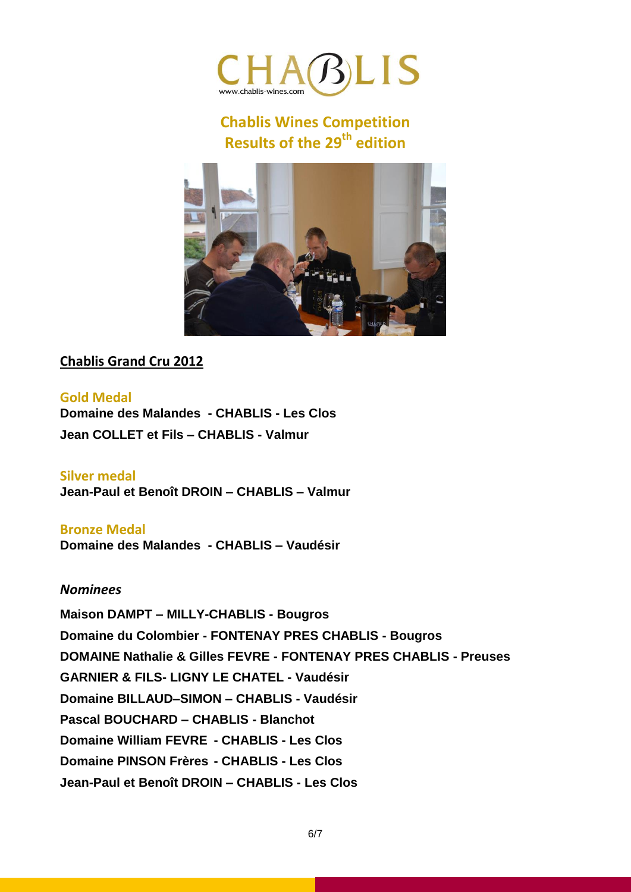CHABLIS
www.chablis-wines.com

# Chablis Wines Competition
# Results of the 29th edition

## Chablis Grand Cru 2012

### Gold Medal

**Domaine des Malandes - CHABLIS - Les Clos**

**Jean COLLET et Fils – CHABLIS - Valmur**

### Silver medal

**Jean-Paul et Benoît DROIN – CHABLIS – Valmur**

### Bronze Medal

**Domaine des Malandes - CHABLIS – Vaudésir**

### *Nominees*

**Maison DAMPT – MILLY-CHABLIS - Bougros**

**Domaine du Colombier - FONTENAY PRES CHABLIS - Bougros**

**DOMAINE Nathalie & Gilles FEVRE - FONTENAY PRES CHABLIS - Preuses**

**GARNIER & FILS- LIGNY LE CHATEL - Vaudésir**

**Domaine BILLAUD–SIMON – CHABLIS - Vaudésir**

**Pascal BOUCHARD – CHABLIS - Blanchot**

**Domaine William FEVRE - CHABLIS - Les Clos**

**Domaine PINSON Frères - CHABLIS - Les Clos**

**Jean-Paul et Benoît DROIN – CHABLIS - Les Clos**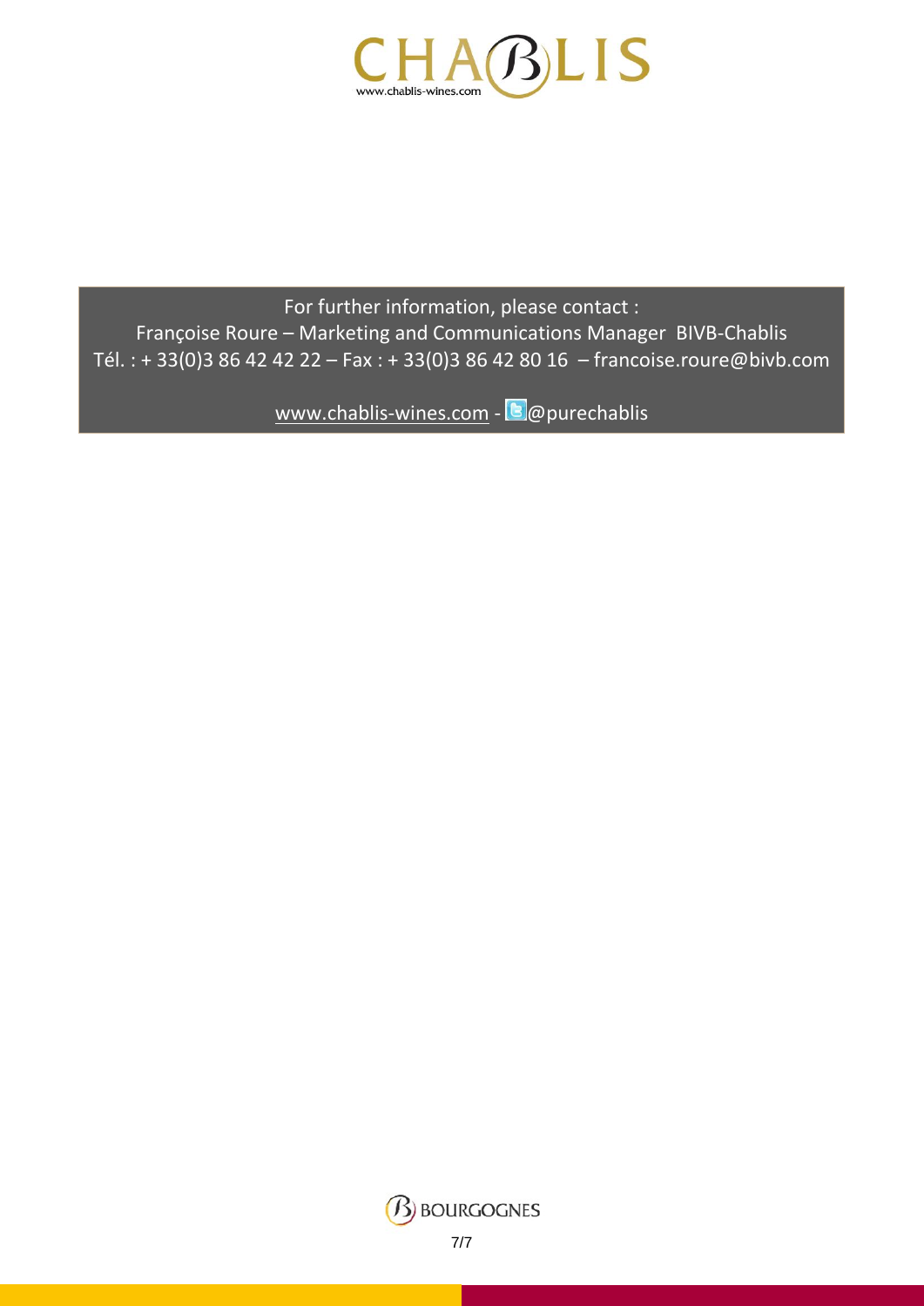For further information, please contact :

Françoise Roure – Marketing and Communications Manager BIVB-Chablis

Tél. : + 33(0)3 86 42 42 22 – Fax : + 33(0)3 86 42 80 16 – francoise.roure@bivb.com

www.chablis-wines.com - @purechablis